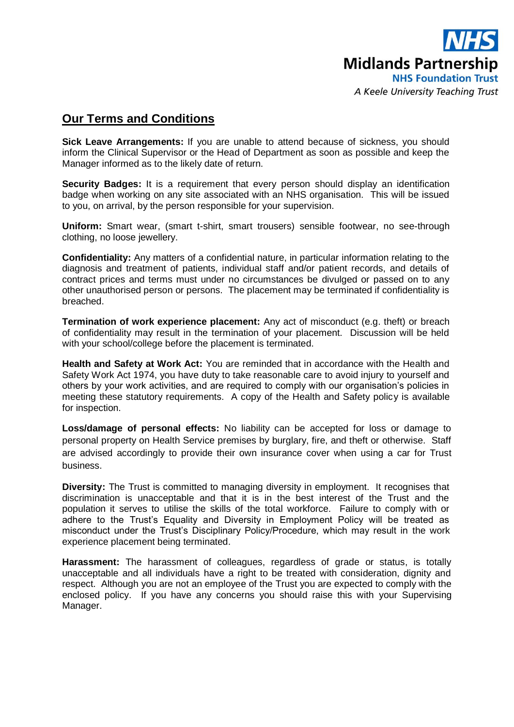NHS Midlands Partnership NHS Foundation Trust
*A Keele University Teaching Trust*

## Our Terms and Conditions

**Sick Leave Arrangements:** If you are unable to attend because of sickness, you should inform the Clinical Supervisor or the Head of Department as soon as possible and keep the Manager informed as to the likely date of return.

**Security Badges:** It is a requirement that every person should display an identification badge when working on any site associated with an NHS organisation. This will be issued to you, on arrival, by the person responsible for your supervision.

**Uniform:** Smart wear, (smart t-shirt, smart trousers) sensible footwear, no see-through clothing, no loose jewellery.

**Confidentiality:** Any matters of a confidential nature, in particular information relating to the diagnosis and treatment of patients, individual staff and/or patient records, and details of contract prices and terms must under no circumstances be divulged or passed on to any other unauthorised person or persons. The placement may be terminated if confidentiality is breached.

**Termination of work experience placement:** Any act of misconduct (e.g. theft) or breach of confidentiality may result in the termination of your placement. Discussion will be held with your school/college before the placement is terminated.

**Health and Safety at Work Act:** You are reminded that in accordance with the Health and Safety Work Act 1974, you have duty to take reasonable care to avoid injury to yourself and others by your work activities, and are required to comply with our organisation's policies in meeting these statutory requirements. A copy of the Health and Safety policy is available for inspection.

**Loss/damage of personal effects:** No liability can be accepted for loss or damage to personal property on Health Service premises by burglary, fire, and theft or otherwise. Staff are advised accordingly to provide their own insurance cover when using a car for Trust business.

**Diversity:** The Trust is committed to managing diversity in employment. It recognises that discrimination is unacceptable and that it is in the best interest of the Trust and the population it serves to utilise the skills of the total workforce. Failure to comply with or adhere to the Trust's Equality and Diversity in Employment Policy will be treated as misconduct under the Trust's Disciplinary Policy/Procedure, which may result in the work experience placement being terminated.

**Harassment:** The harassment of colleagues, regardless of grade or status, is totally unacceptable and all individuals have a right to be treated with consideration, dignity and respect. Although you are not an employee of the Trust you are expected to comply with the enclosed policy. If you have any concerns you should raise this with your Supervising Manager.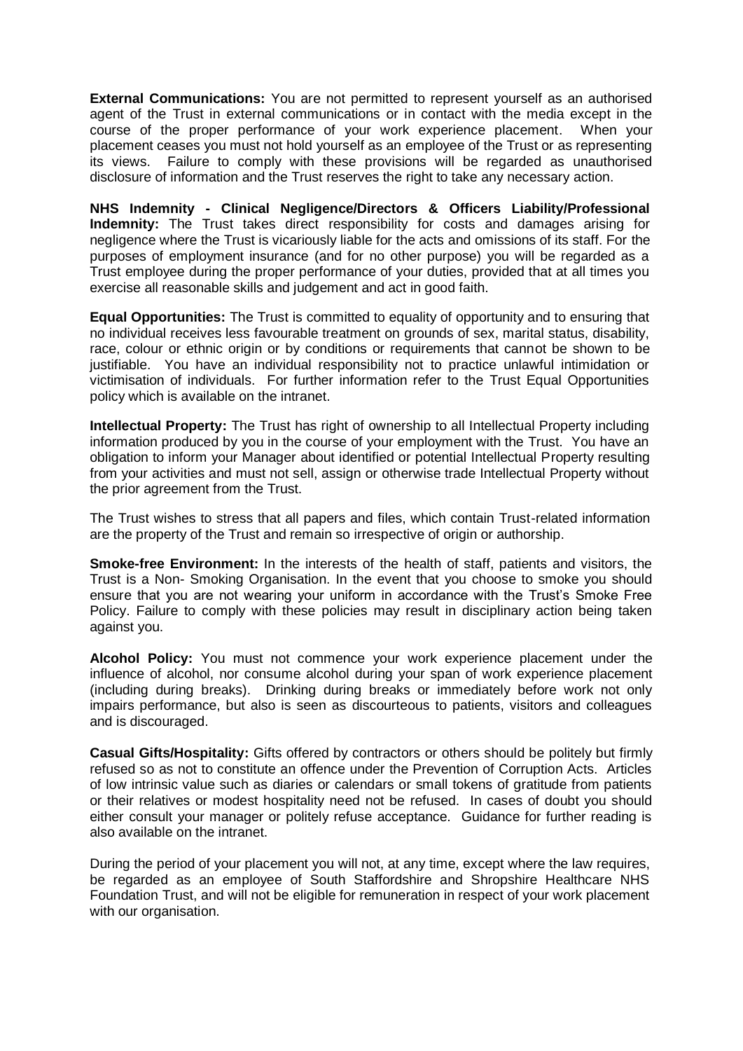**External Communications:** You are not permitted to represent yourself as an authorised agent of the Trust in external communications or in contact with the media except in the course of the proper performance of your work experience placement. When your placement ceases you must not hold yourself as an employee of the Trust or as representing its views. Failure to comply with these provisions will be regarded as unauthorised disclosure of information and the Trust reserves the right to take any necessary action.

**NHS Indemnity - Clinical Negligence/Directors & Officers Liability/Professional Indemnity:** The Trust takes direct responsibility for costs and damages arising for negligence where the Trust is vicariously liable for the acts and omissions of its staff. For the purposes of employment insurance (and for no other purpose) you will be regarded as a Trust employee during the proper performance of your duties, provided that at all times you exercise all reasonable skills and judgement and act in good faith.

**Equal Opportunities:** The Trust is committed to equality of opportunity and to ensuring that no individual receives less favourable treatment on grounds of sex, marital status, disability, race, colour or ethnic origin or by conditions or requirements that cannot be shown to be justifiable. You have an individual responsibility not to practice unlawful intimidation or victimisation of individuals. For further information refer to the Trust Equal Opportunities policy which is available on the intranet.

**Intellectual Property:** The Trust has right of ownership to all Intellectual Property including information produced by you in the course of your employment with the Trust. You have an obligation to inform your Manager about identified or potential Intellectual Property resulting from your activities and must not sell, assign or otherwise trade Intellectual Property without the prior agreement from the Trust.

The Trust wishes to stress that all papers and files, which contain Trust-related information are the property of the Trust and remain so irrespective of origin or authorship.

**Smoke-free Environment:** In the interests of the health of staff, patients and visitors, the Trust is a Non- Smoking Organisation. In the event that you choose to smoke you should ensure that you are not wearing your uniform in accordance with the Trust's Smoke Free Policy. Failure to comply with these policies may result in disciplinary action being taken against you.

**Alcohol Policy:** You must not commence your work experience placement under the influence of alcohol, nor consume alcohol during your span of work experience placement (including during breaks). Drinking during breaks or immediately before work not only impairs performance, but also is seen as discourteous to patients, visitors and colleagues and is discouraged.

**Casual Gifts/Hospitality:** Gifts offered by contractors or others should be politely but firmly refused so as not to constitute an offence under the Prevention of Corruption Acts. Articles of low intrinsic value such as diaries or calendars or small tokens of gratitude from patients or their relatives or modest hospitality need not be refused. In cases of doubt you should either consult your manager or politely refuse acceptance. Guidance for further reading is also available on the intranet.

During the period of your placement you will not, at any time, except where the law requires, be regarded as an employee of South Staffordshire and Shropshire Healthcare NHS Foundation Trust, and will not be eligible for remuneration in respect of your work placement with our organisation.